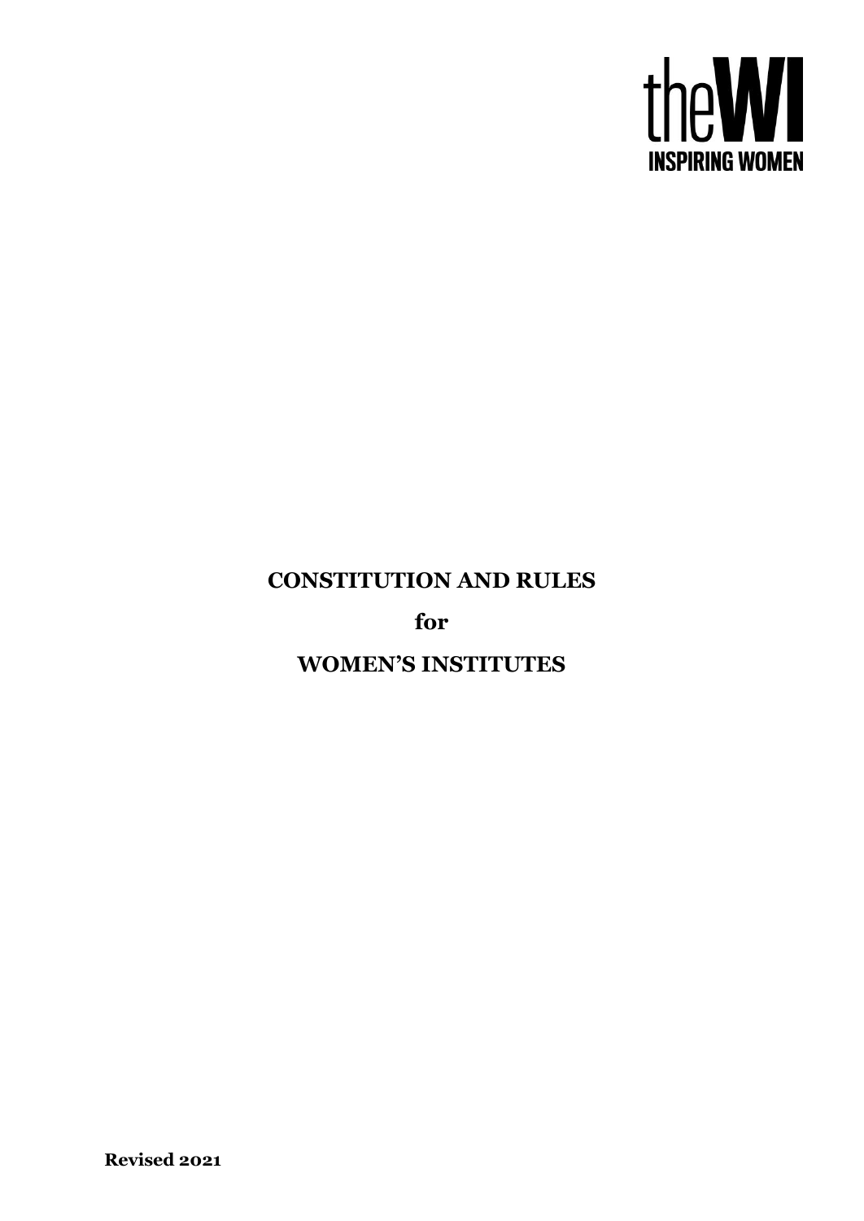theWI
INSPIRING WOMEN

# CONSTITUTION AND RULES

# for

# WOMEN'S INSTITUTES

**Revised 2021**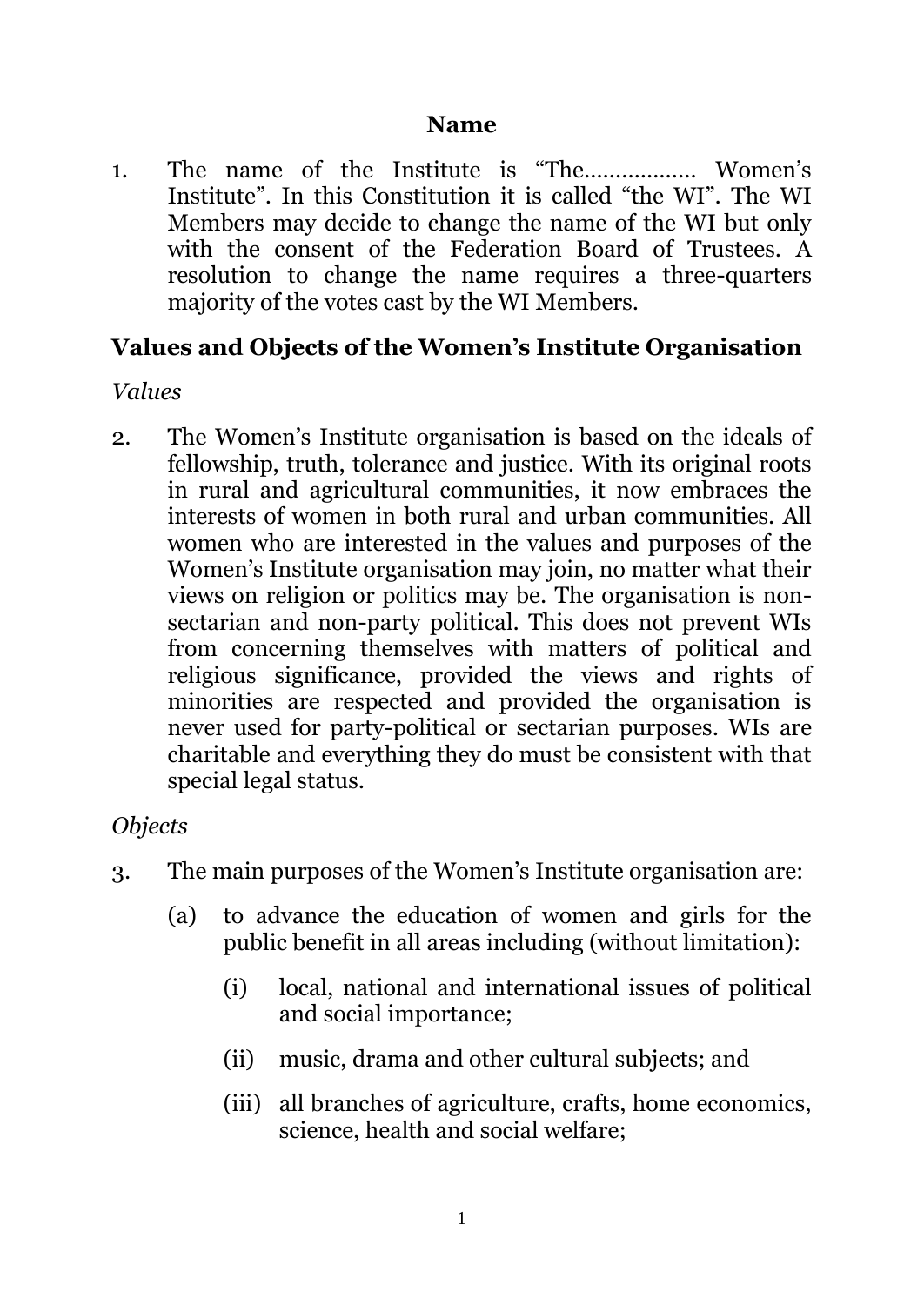## Name

1. The name of the Institute is "The................. Women's Institute". In this Constitution it is called "the WI". The WI Members may decide to change the name of the WI but only with the consent of the Federation Board of Trustees. A resolution to change the name requires a three-quarters majority of the votes cast by the WI Members.

## Values and Objects of the Women's Institute Organisation

*Values*

2. The Women's Institute organisation is based on the ideals of fellowship, truth, tolerance and justice. With its original roots in rural and agricultural communities, it now embraces the interests of women in both rural and urban communities. All women who are interested in the values and purposes of the Women's Institute organisation may join, no matter what their views on religion or politics may be. The organisation is non-sectarian and non-party political. This does not prevent WIs from concerning themselves with matters of political and religious significance, provided the views and rights of minorities are respected and provided the organisation is never used for party-political or sectarian purposes. WIs are charitable and everything they do must be consistent with that special legal status.

*Objects*

3. The main purposes of the Women's Institute organisation are:

   (a) to advance the education of women and girls for the public benefit in all areas including (without limitation):

      (i) local, national and international issues of political and social importance;

      (ii) music, drama and other cultural subjects; and

      (iii) all branches of agriculture, crafts, home economics, science, health and social welfare;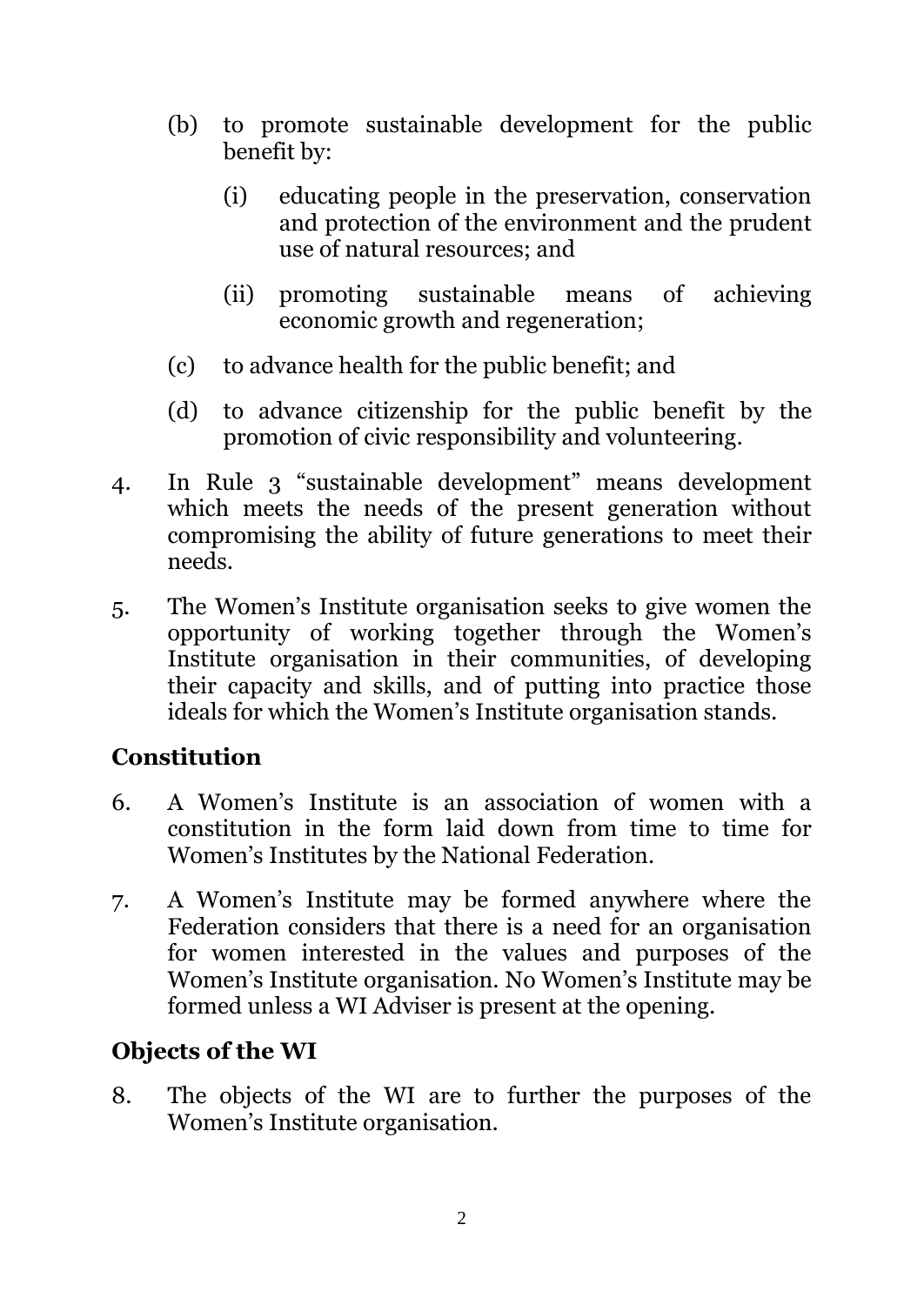(b) to promote sustainable development for the public benefit by:

    (i) educating people in the preservation, conservation and protection of the environment and the prudent use of natural resources; and

    (ii) promoting sustainable means of achieving economic growth and regeneration;

(c) to advance health for the public benefit; and

(d) to advance citizenship for the public benefit by the promotion of civic responsibility and volunteering.

4. In Rule 3 "sustainable development" means development which meets the needs of the present generation without compromising the ability of future generations to meet their needs.

5. The Women's Institute organisation seeks to give women the opportunity of working together through the Women's Institute organisation in their communities, of developing their capacity and skills, and of putting into practice those ideals for which the Women's Institute organisation stands.

## Constitution

6. A Women's Institute is an association of women with a constitution in the form laid down from time to time for Women's Institutes by the National Federation.

7. A Women's Institute may be formed anywhere where the Federation considers that there is a need for an organisation for women interested in the values and purposes of the Women's Institute organisation. No Women's Institute may be formed unless a WI Adviser is present at the opening.

## Objects of the WI

8. The objects of the WI are to further the purposes of the Women's Institute organisation.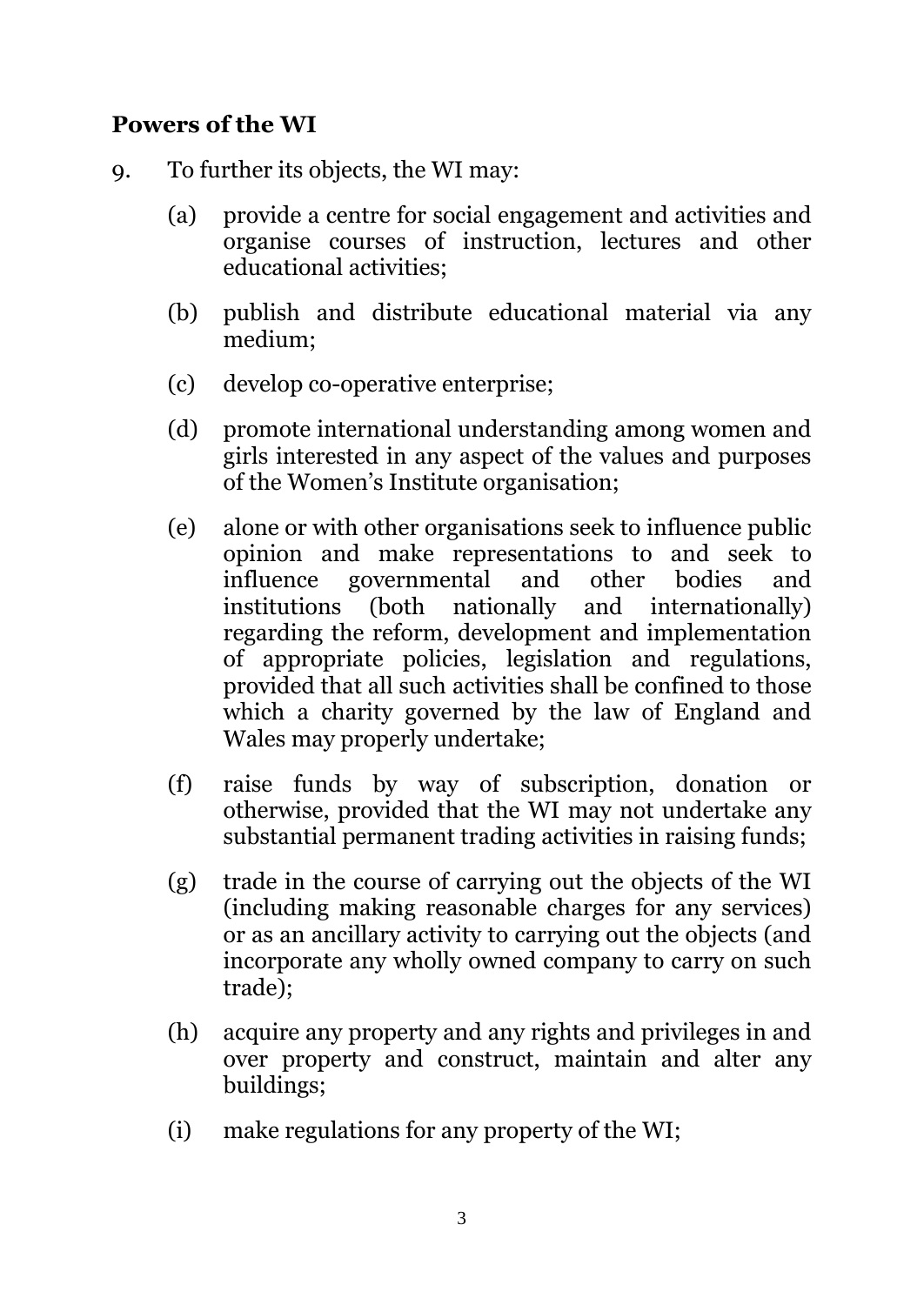## Powers of the WI

9. To further its objects, the WI may:

   (a) provide a centre for social engagement and activities and organise courses of instruction, lectures and other educational activities;

   (b) publish and distribute educational material via any medium;

   (c) develop co-operative enterprise;

   (d) promote international understanding among women and girls interested in any aspect of the values and purposes of the Women's Institute organisation;

   (e) alone or with other organisations seek to influence public opinion and make representations to and seek to influence governmental and other bodies and institutions (both nationally and internationally) regarding the reform, development and implementation of appropriate policies, legislation and regulations, provided that all such activities shall be confined to those which a charity governed by the law of England and Wales may properly undertake;

   (f) raise funds by way of subscription, donation or otherwise, provided that the WI may not undertake any substantial permanent trading activities in raising funds;

   (g) trade in the course of carrying out the objects of the WI (including making reasonable charges for any services) or as an ancillary activity to carrying out the objects (and incorporate any wholly owned company to carry on such trade);

   (h) acquire any property and any rights and privileges in and over property and construct, maintain and alter any buildings;

   (i) make regulations for any property of the WI;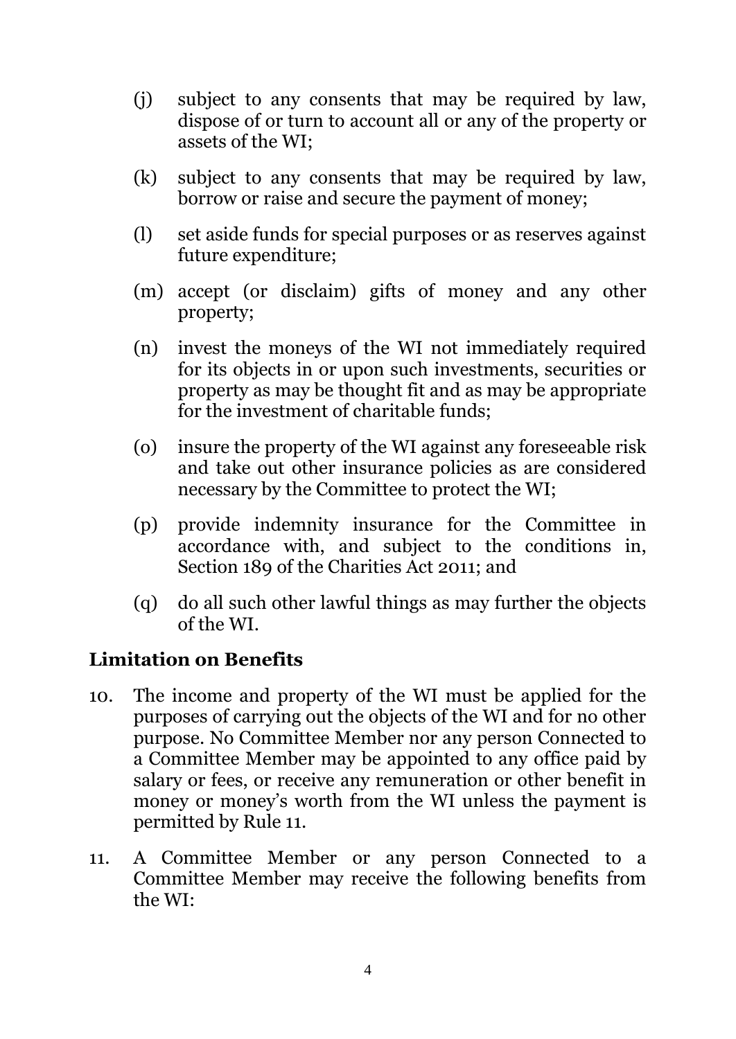(j) subject to any consents that may be required by law, dispose of or turn to account all or any of the property or assets of the WI;

(k) subject to any consents that may be required by law, borrow or raise and secure the payment of money;

(l) set aside funds for special purposes or as reserves against future expenditure;

(m) accept (or disclaim) gifts of money and any other property;

(n) invest the moneys of the WI not immediately required for its objects in or upon such investments, securities or property as may be thought fit and as may be appropriate for the investment of charitable funds;

(o) insure the property of the WI against any foreseeable risk and take out other insurance policies as are considered necessary by the Committee to protect the WI;

(p) provide indemnity insurance for the Committee in accordance with, and subject to the conditions in, Section 189 of the Charities Act 2011; and

(q) do all such other lawful things as may further the objects of the WI.

## Limitation on Benefits

10. The income and property of the WI must be applied for the purposes of carrying out the objects of the WI and for no other purpose. No Committee Member nor any person Connected to a Committee Member may be appointed to any office paid by salary or fees, or receive any remuneration or other benefit in money or money's worth from the WI unless the payment is permitted by Rule 11.

11. A Committee Member or any person Connected to a Committee Member may receive the following benefits from the WI: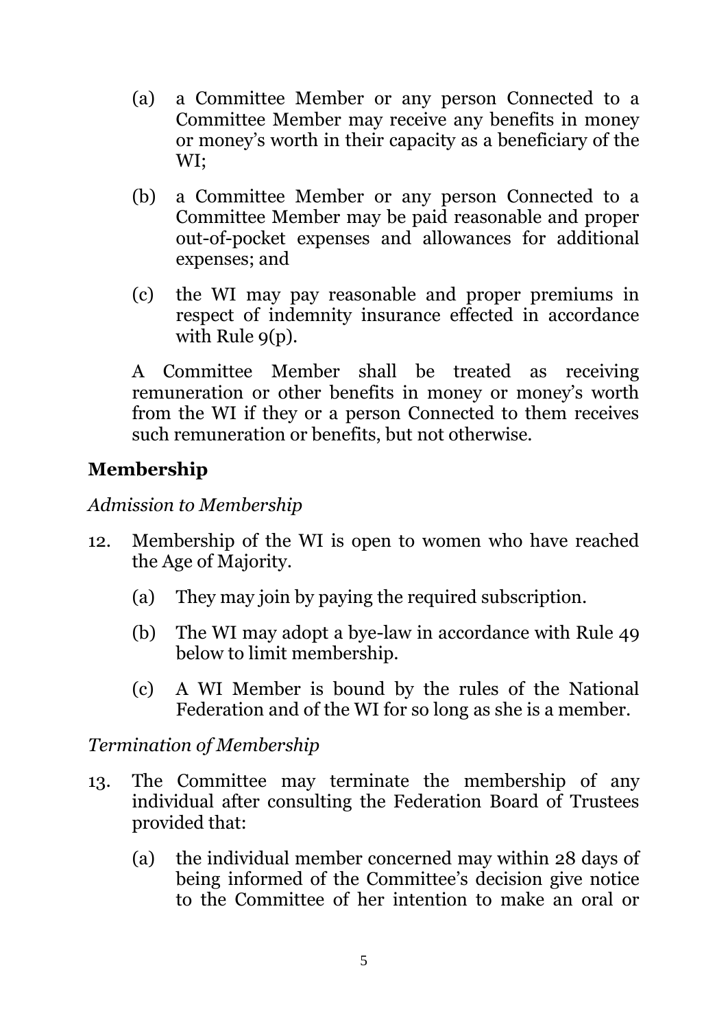(a) a Committee Member or any person Connected to a Committee Member may receive any benefits in money or money's worth in their capacity as a beneficiary of the WI;

(b) a Committee Member or any person Connected to a Committee Member may be paid reasonable and proper out-of-pocket expenses and allowances for additional expenses; and

(c) the WI may pay reasonable and proper premiums in respect of indemnity insurance effected in accordance with Rule 9(p).

A Committee Member shall be treated as receiving remuneration or other benefits in money or money's worth from the WI if they or a person Connected to them receives such remuneration or benefits, but not otherwise.

## Membership

*Admission to Membership*

12. Membership of the WI is open to women who have reached the Age of Majority.

    (a) They may join by paying the required subscription.

    (b) The WI may adopt a bye-law in accordance with Rule 49 below to limit membership.

    (c) A WI Member is bound by the rules of the National Federation and of the WI for so long as she is a member.

*Termination of Membership*

13. The Committee may terminate the membership of any individual after consulting the Federation Board of Trustees provided that:

    (a) the individual member concerned may within 28 days of being informed of the Committee's decision give notice to the Committee of her intention to make an oral or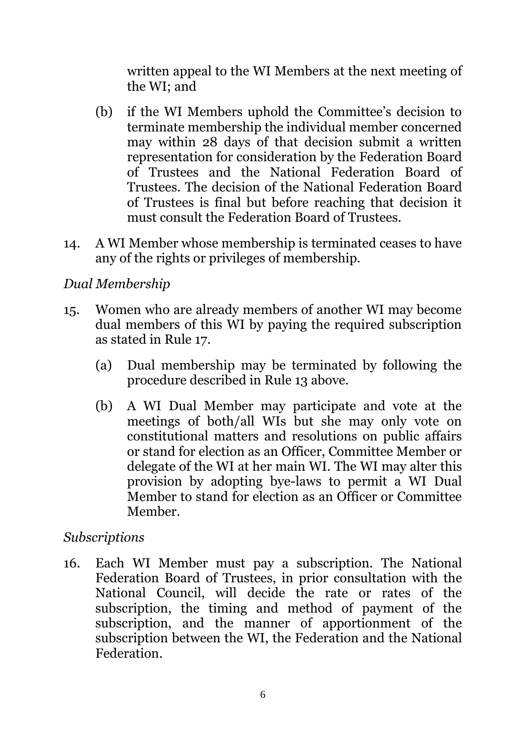written appeal to the WI Members at the next meeting of the WI; and

(b) if the WI Members uphold the Committee's decision to terminate membership the individual member concerned may within 28 days of that decision submit a written representation for consideration by the Federation Board of Trustees and the National Federation Board of Trustees. The decision of the National Federation Board of Trustees is final but before reaching that decision it must consult the Federation Board of Trustees.

14. A WI Member whose membership is terminated ceases to have any of the rights or privileges of membership.

*Dual Membership*

15. Women who are already members of another WI may become dual members of this WI by paying the required subscription as stated in Rule 17.

    (a) Dual membership may be terminated by following the procedure described in Rule 13 above.

    (b) A WI Dual Member may participate and vote at the meetings of both/all WIs but she may only vote on constitutional matters and resolutions on public affairs or stand for election as an Officer, Committee Member or delegate of the WI at her main WI. The WI may alter this provision by adopting bye-laws to permit a WI Dual Member to stand for election as an Officer or Committee Member.

*Subscriptions*

16. Each WI Member must pay a subscription. The National Federation Board of Trustees, in prior consultation with the National Council, will decide the rate or rates of the subscription, the timing and method of payment of the subscription, and the manner of apportionment of the subscription between the WI, the Federation and the National Federation.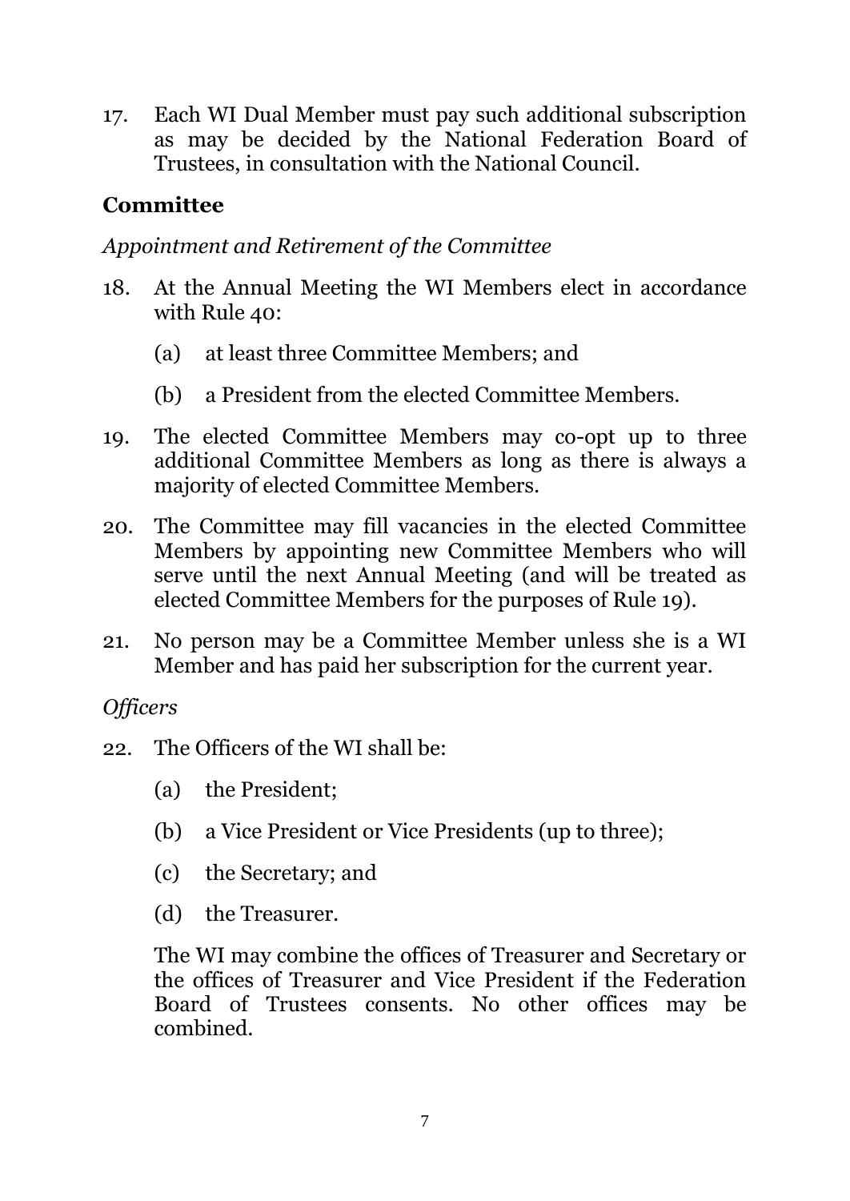17. Each WI Dual Member must pay such additional subscription as may be decided by the National Federation Board of Trustees, in consultation with the National Council.

## Committee

*Appointment and Retirement of the Committee*

18. At the Annual Meeting the WI Members elect in accordance with Rule 40:

    (a) at least three Committee Members; and

    (b) a President from the elected Committee Members.

19. The elected Committee Members may co-opt up to three additional Committee Members as long as there is always a majority of elected Committee Members.

20. The Committee may fill vacancies in the elected Committee Members by appointing new Committee Members who will serve until the next Annual Meeting (and will be treated as elected Committee Members for the purposes of Rule 19).

21. No person may be a Committee Member unless she is a WI Member and has paid her subscription for the current year.

*Officers*

22. The Officers of the WI shall be:

    (a) the President;

    (b) a Vice President or Vice Presidents (up to three);

    (c) the Secretary; and

    (d) the Treasurer.

    The WI may combine the offices of Treasurer and Secretary or the offices of Treasurer and Vice President if the Federation Board of Trustees consents. No other offices may be combined.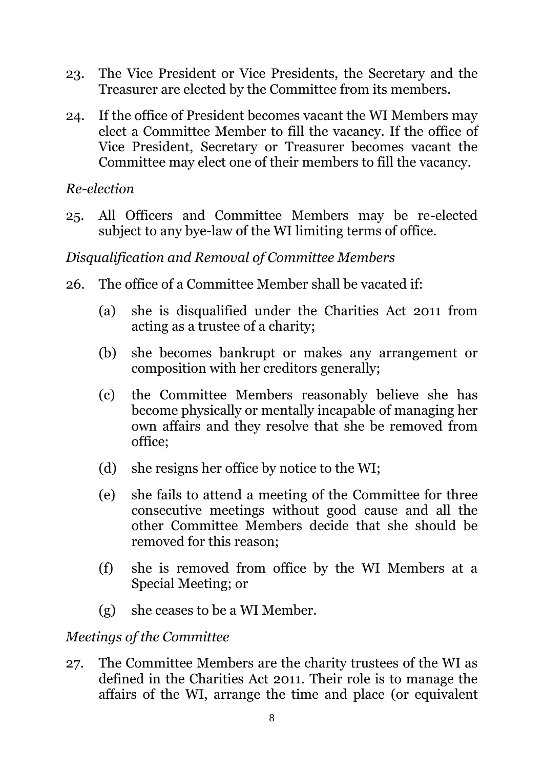23. The Vice President or Vice Presidents, the Secretary and the Treasurer are elected by the Committee from its members.

24. If the office of President becomes vacant the WI Members may elect a Committee Member to fill the vacancy. If the office of Vice President, Secretary or Treasurer becomes vacant the Committee may elect one of their members to fill the vacancy.

*Re-election*

25. All Officers and Committee Members may be re-elected subject to any bye-law of the WI limiting terms of office.

*Disqualification and Removal of Committee Members*

26. The office of a Committee Member shall be vacated if:

    (a) she is disqualified under the Charities Act 2011 from acting as a trustee of a charity;

    (b) she becomes bankrupt or makes any arrangement or composition with her creditors generally;

    (c) the Committee Members reasonably believe she has become physically or mentally incapable of managing her own affairs and they resolve that she be removed from office;

    (d) she resigns her office by notice to the WI;

    (e) she fails to attend a meeting of the Committee for three consecutive meetings without good cause and all the other Committee Members decide that she should be removed for this reason;

    (f) she is removed from office by the WI Members at a Special Meeting; or

    (g) she ceases to be a WI Member.

*Meetings of the Committee*

27. The Committee Members are the charity trustees of the WI as defined in the Charities Act 2011. Their role is to manage the affairs of the WI, arrange the time and place (or equivalent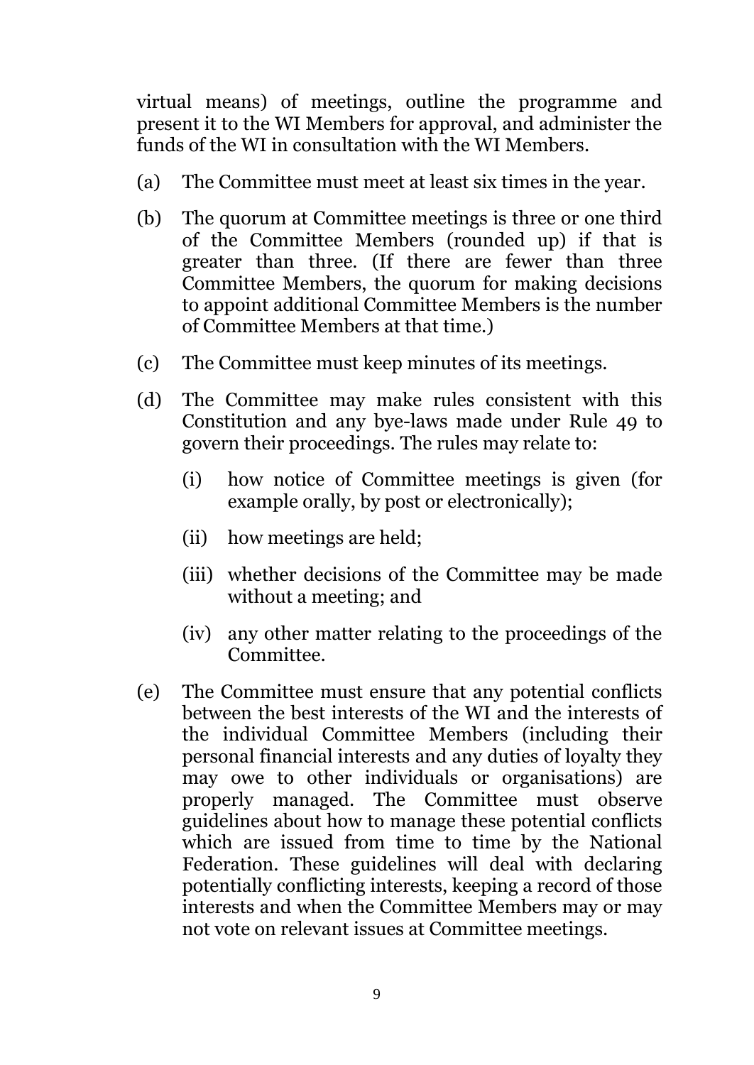virtual means) of meetings, outline the programme and present it to the WI Members for approval, and administer the funds of the WI in consultation with the WI Members.

(a) The Committee must meet at least six times in the year.

(b) The quorum at Committee meetings is three or one third of the Committee Members (rounded up) if that is greater than three. (If there are fewer than three Committee Members, the quorum for making decisions to appoint additional Committee Members is the number of Committee Members at that time.)

(c) The Committee must keep minutes of its meetings.

(d) The Committee may make rules consistent with this Constitution and any bye-laws made under Rule 49 to govern their proceedings. The rules may relate to:

  (i) how notice of Committee meetings is given (for example orally, by post or electronically);

  (ii) how meetings are held;

  (iii) whether decisions of the Committee may be made without a meeting; and

  (iv) any other matter relating to the proceedings of the Committee.

(e) The Committee must ensure that any potential conflicts between the best interests of the WI and the interests of the individual Committee Members (including their personal financial interests and any duties of loyalty they may owe to other individuals or organisations) are properly managed. The Committee must observe guidelines about how to manage these potential conflicts which are issued from time to time by the National Federation. These guidelines will deal with declaring potentially conflicting interests, keeping a record of those interests and when the Committee Members may or may not vote on relevant issues at Committee meetings.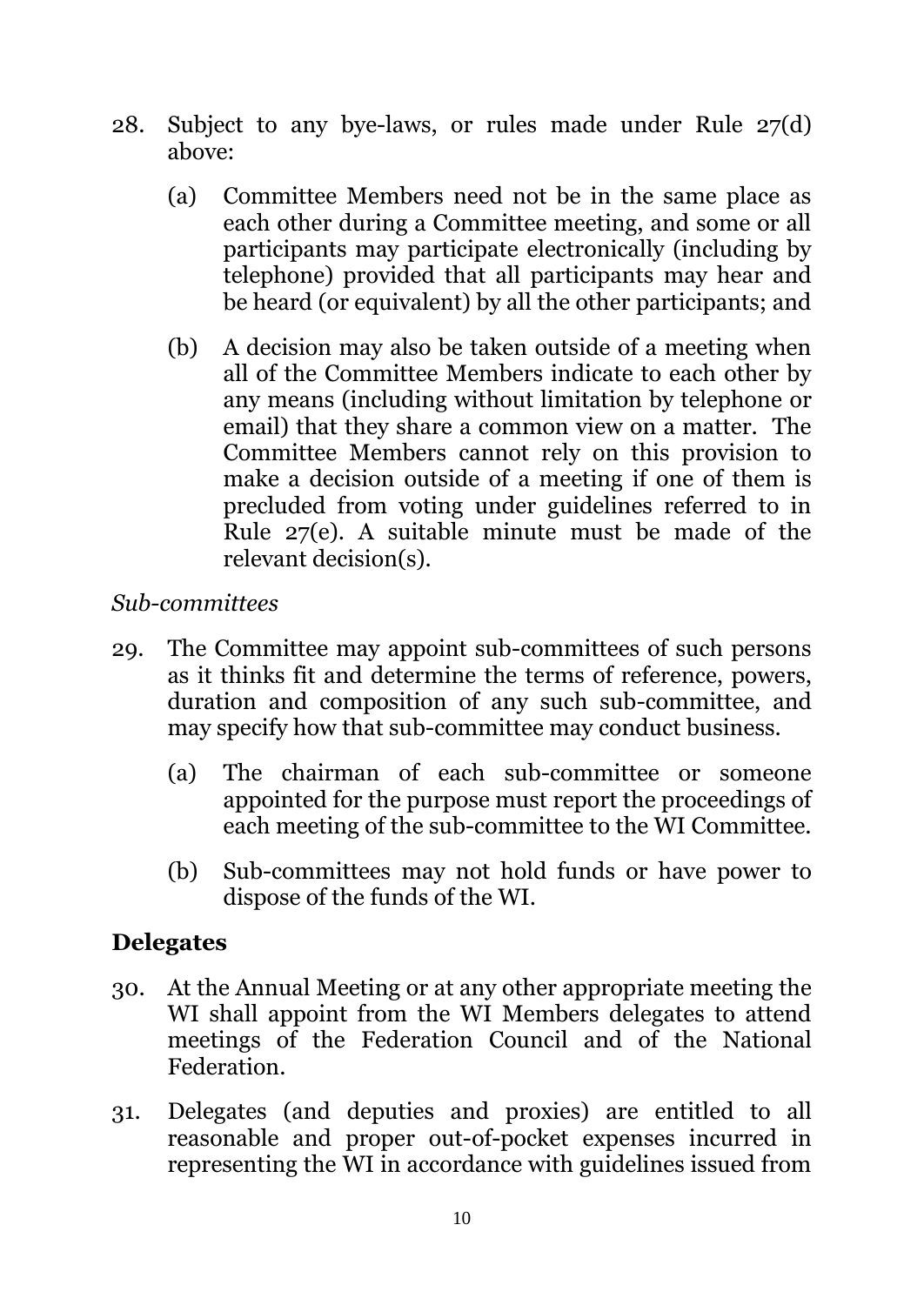28. Subject to any bye-laws, or rules made under Rule 27(d) above:

    (a) Committee Members need not be in the same place as each other during a Committee meeting, and some or all participants may participate electronically (including by telephone) provided that all participants may hear and be heard (or equivalent) by all the other participants; and

    (b) A decision may also be taken outside of a meeting when all of the Committee Members indicate to each other by any means (including without limitation by telephone or email) that they share a common view on a matter. The Committee Members cannot rely on this provision to make a decision outside of a meeting if one of them is precluded from voting under guidelines referred to in Rule 27(e). A suitable minute must be made of the relevant decision(s).

*Sub-committees*

29. The Committee may appoint sub-committees of such persons as it thinks fit and determine the terms of reference, powers, duration and composition of any such sub-committee, and may specify how that sub-committee may conduct business.

    (a) The chairman of each sub-committee or someone appointed for the purpose must report the proceedings of each meeting of the sub-committee to the WI Committee.

    (b) Sub-committees may not hold funds or have power to dispose of the funds of the WI.

## Delegates

30. At the Annual Meeting or at any other appropriate meeting the WI shall appoint from the WI Members delegates to attend meetings of the Federation Council and of the National Federation.

31. Delegates (and deputies and proxies) are entitled to all reasonable and proper out-of-pocket expenses incurred in representing the WI in accordance with guidelines issued from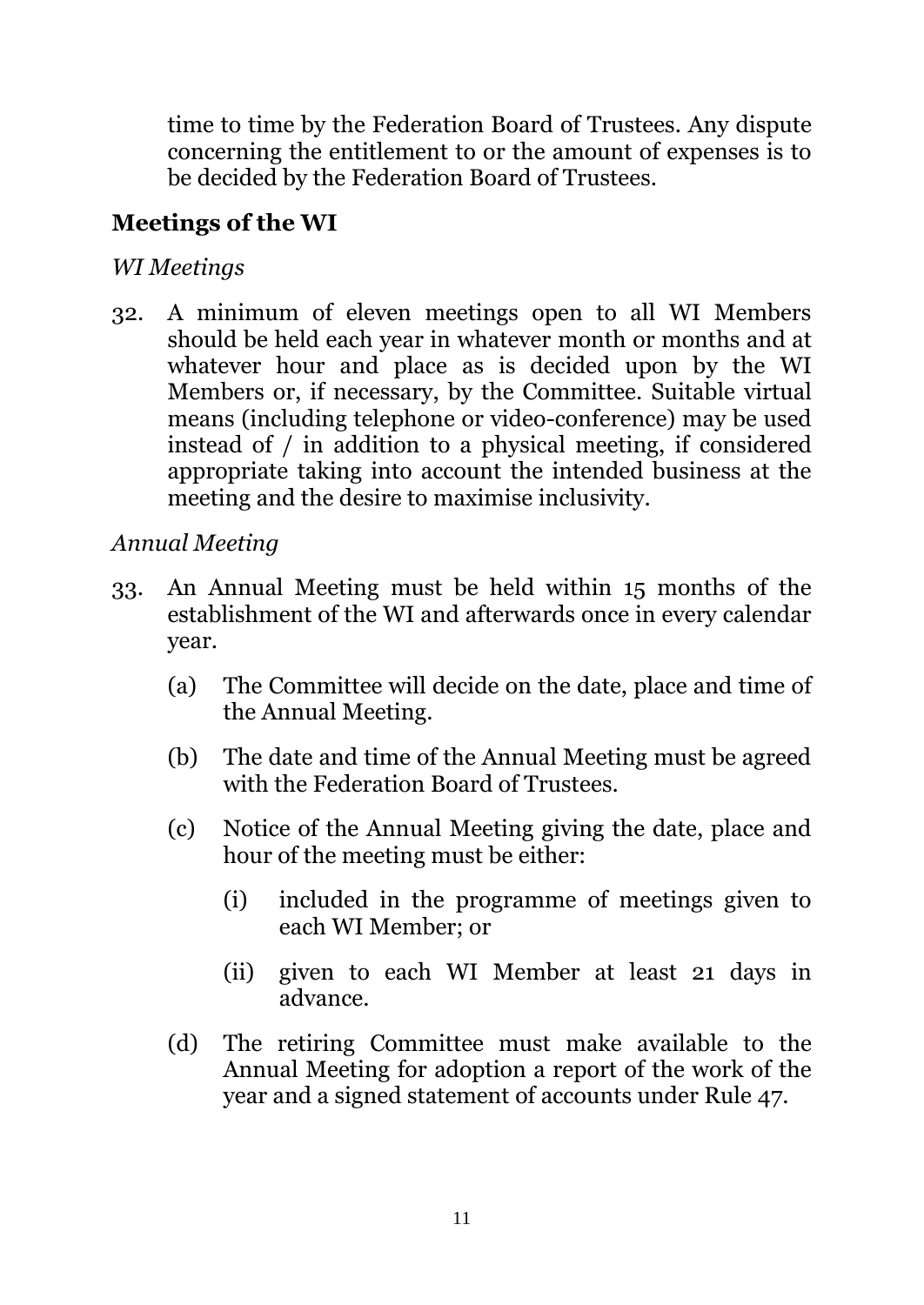time to time by the Federation Board of Trustees. Any dispute concerning the entitlement to or the amount of expenses is to be decided by the Federation Board of Trustees.

## Meetings of the WI

*WI Meetings*

32. A minimum of eleven meetings open to all WI Members should be held each year in whatever month or months and at whatever hour and place as is decided upon by the WI Members or, if necessary, by the Committee. Suitable virtual means (including telephone or video-conference) may be used instead of / in addition to a physical meeting, if considered appropriate taking into account the intended business at the meeting and the desire to maximise inclusivity.

*Annual Meeting*

33. An Annual Meeting must be held within 15 months of the establishment of the WI and afterwards once in every calendar year.

    (a) The Committee will decide on the date, place and time of the Annual Meeting.

    (b) The date and time of the Annual Meeting must be agreed with the Federation Board of Trustees.

    (c) Notice of the Annual Meeting giving the date, place and hour of the meeting must be either:

        (i) included in the programme of meetings given to each WI Member; or

        (ii) given to each WI Member at least 21 days in advance.

    (d) The retiring Committee must make available to the Annual Meeting for adoption a report of the work of the year and a signed statement of accounts under Rule 47.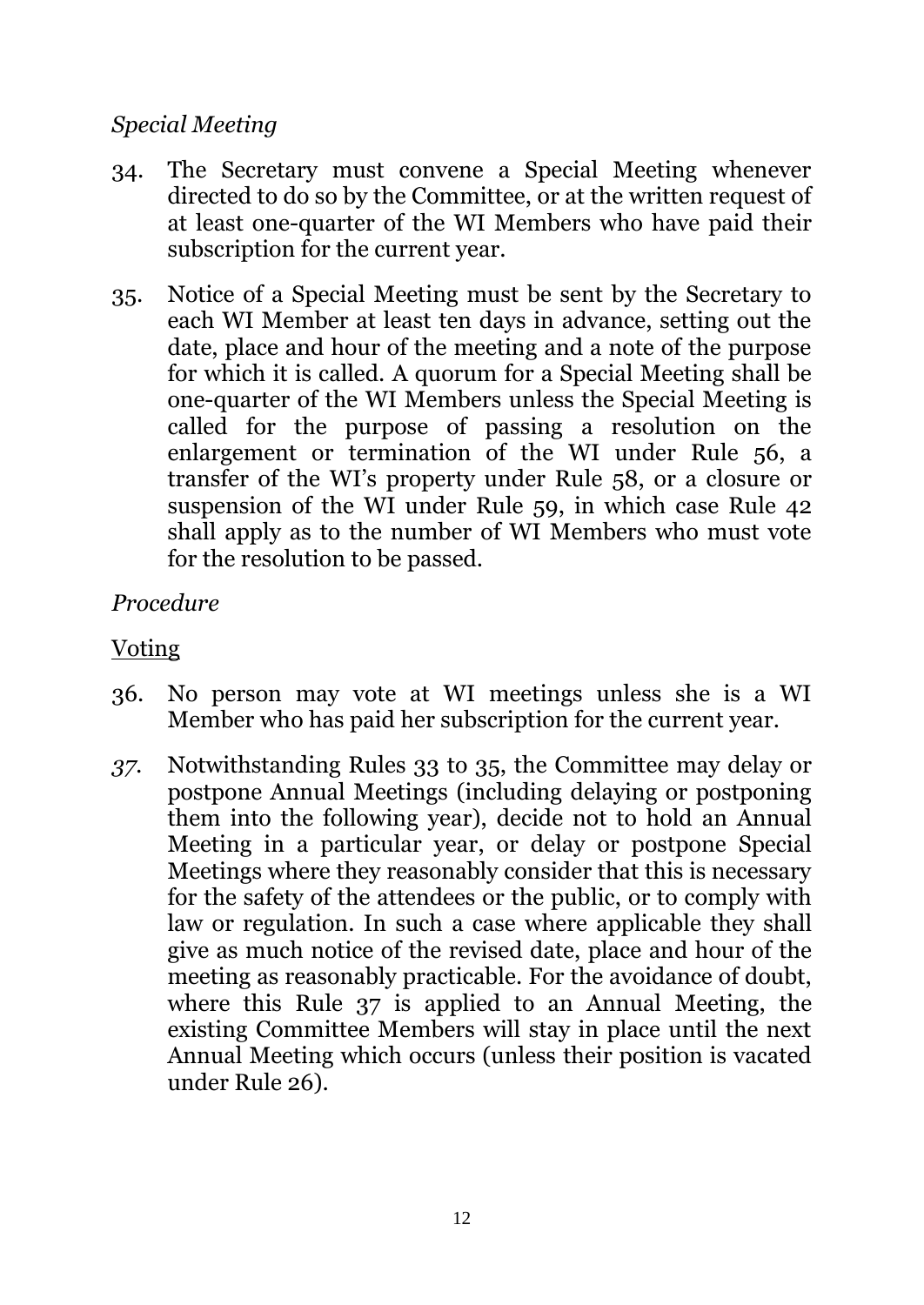*Special Meeting*

34. The Secretary must convene a Special Meeting whenever directed to do so by the Committee, or at the written request of at least one-quarter of the WI Members who have paid their subscription for the current year.

35. Notice of a Special Meeting must be sent by the Secretary to each WI Member at least ten days in advance, setting out the date, place and hour of the meeting and a note of the purpose for which it is called. A quorum for a Special Meeting shall be one-quarter of the WI Members unless the Special Meeting is called for the purpose of passing a resolution on the enlargement or termination of the WI under Rule 56, a transfer of the WI's property under Rule 58, or a closure or suspension of the WI under Rule 59, in which case Rule 42 shall apply as to the number of WI Members who must vote for the resolution to be passed.

*Procedure*

Voting

36. No person may vote at WI meetings unless she is a WI Member who has paid her subscription for the current year.

*37.* Notwithstanding Rules 33 to 35, the Committee may delay or postpone Annual Meetings (including delaying or postponing them into the following year), decide not to hold an Annual Meeting in a particular year, or delay or postpone Special Meetings where they reasonably consider that this is necessary for the safety of the attendees or the public, or to comply with law or regulation. In such a case where applicable they shall give as much notice of the revised date, place and hour of the meeting as reasonably practicable. For the avoidance of doubt, where this Rule 37 is applied to an Annual Meeting, the existing Committee Members will stay in place until the next Annual Meeting which occurs (unless their position is vacated under Rule 26).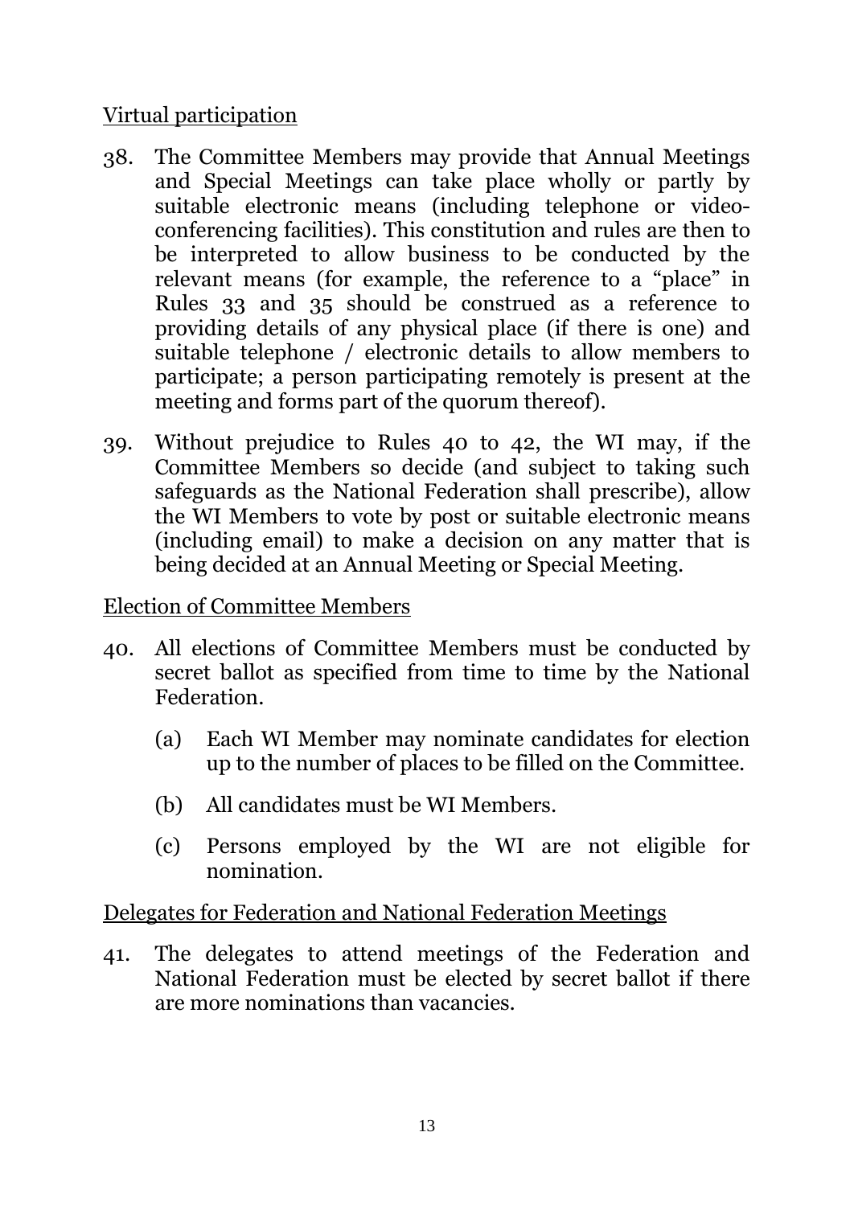Virtual participation

38. The Committee Members may provide that Annual Meetings and Special Meetings can take place wholly or partly by suitable electronic means (including telephone or video-conferencing facilities). This constitution and rules are then to be interpreted to allow business to be conducted by the relevant means (for example, the reference to a "place" in Rules 33 and 35 should be construed as a reference to providing details of any physical place (if there is one) and suitable telephone / electronic details to allow members to participate; a person participating remotely is present at the meeting and forms part of the quorum thereof).

39. Without prejudice to Rules 40 to 42, the WI may, if the Committee Members so decide (and subject to taking such safeguards as the National Federation shall prescribe), allow the WI Members to vote by post or suitable electronic means (including email) to make a decision on any matter that is being decided at an Annual Meeting or Special Meeting.

Election of Committee Members

40. All elections of Committee Members must be conducted by secret ballot as specified from time to time by the National Federation.

    (a) Each WI Member may nominate candidates for election up to the number of places to be filled on the Committee.

    (b) All candidates must be WI Members.

    (c) Persons employed by the WI are not eligible for nomination.

Delegates for Federation and National Federation Meetings

41. The delegates to attend meetings of the Federation and National Federation must be elected by secret ballot if there are more nominations than vacancies.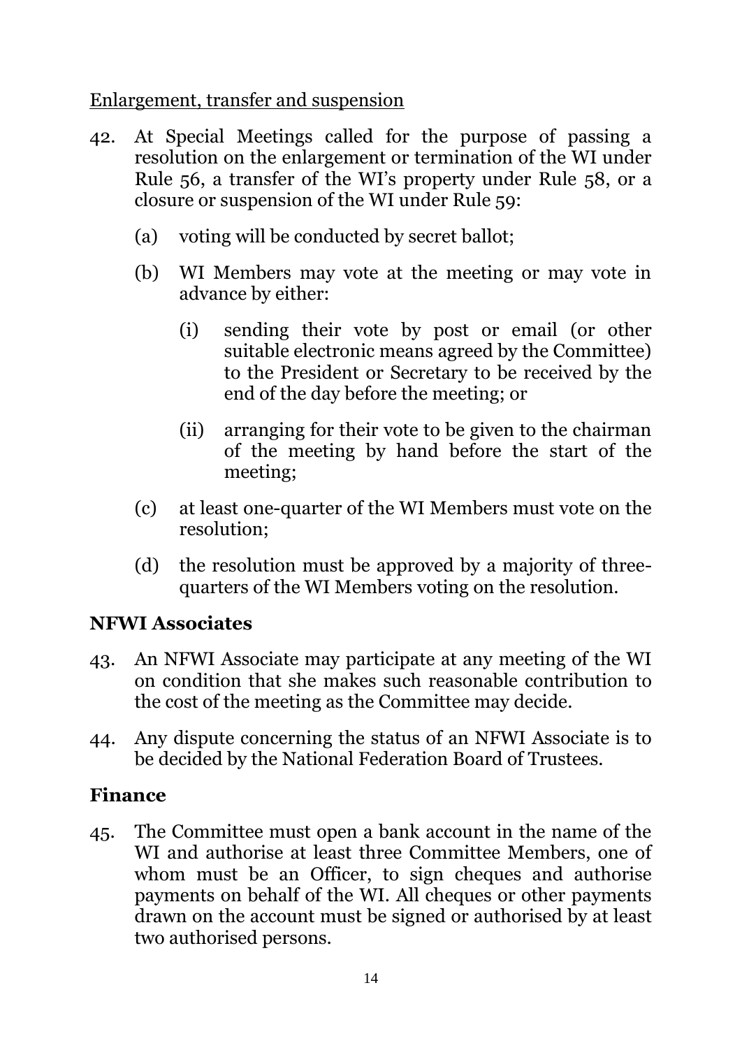Enlargement, transfer and suspension

42. At Special Meetings called for the purpose of passing a resolution on the enlargement or termination of the WI under Rule 56, a transfer of the WI's property under Rule 58, or a closure or suspension of the WI under Rule 59:

    (a) voting will be conducted by secret ballot;

    (b) WI Members may vote at the meeting or may vote in advance by either:

        (i) sending their vote by post or email (or other suitable electronic means agreed by the Committee) to the President or Secretary to be received by the end of the day before the meeting; or

        (ii) arranging for their vote to be given to the chairman of the meeting by hand before the start of the meeting;

    (c) at least one-quarter of the WI Members must vote on the resolution;

    (d) the resolution must be approved by a majority of three-quarters of the WI Members voting on the resolution.

## NFWI Associates

43. An NFWI Associate may participate at any meeting of the WI on condition that she makes such reasonable contribution to the cost of the meeting as the Committee may decide.

44. Any dispute concerning the status of an NFWI Associate is to be decided by the National Federation Board of Trustees.

## Finance

45. The Committee must open a bank account in the name of the WI and authorise at least three Committee Members, one of whom must be an Officer, to sign cheques and authorise payments on behalf of the WI. All cheques or other payments drawn on the account must be signed or authorised by at least two authorised persons.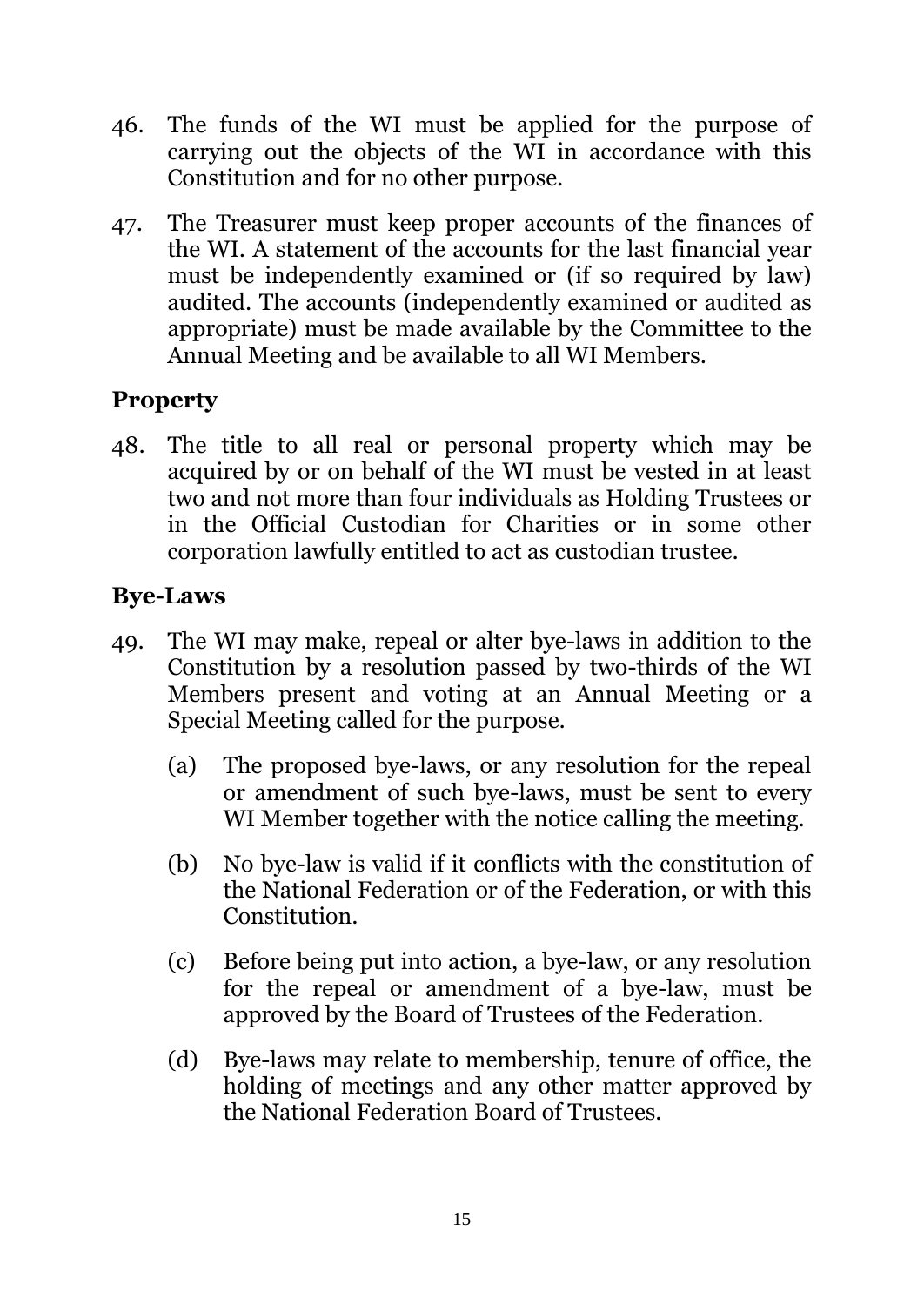46. The funds of the WI must be applied for the purpose of carrying out the objects of the WI in accordance with this Constitution and for no other purpose.

47. The Treasurer must keep proper accounts of the finances of the WI. A statement of the accounts for the last financial year must be independently examined or (if so required by law) audited. The accounts (independently examined or audited as appropriate) must be made available by the Committee to the Annual Meeting and be available to all WI Members.

## Property

48. The title to all real or personal property which may be acquired by or on behalf of the WI must be vested in at least two and not more than four individuals as Holding Trustees or in the Official Custodian for Charities or in some other corporation lawfully entitled to act as custodian trustee.

## Bye-Laws

49. The WI may make, repeal or alter bye-laws in addition to the Constitution by a resolution passed by two-thirds of the WI Members present and voting at an Annual Meeting or a Special Meeting called for the purpose.

    (a) The proposed bye-laws, or any resolution for the repeal or amendment of such bye-laws, must be sent to every WI Member together with the notice calling the meeting.

    (b) No bye-law is valid if it conflicts with the constitution of the National Federation or of the Federation, or with this Constitution.

    (c) Before being put into action, a bye-law, or any resolution for the repeal or amendment of a bye-law, must be approved by the Board of Trustees of the Federation.

    (d) Bye-laws may relate to membership, tenure of office, the holding of meetings and any other matter approved by the National Federation Board of Trustees.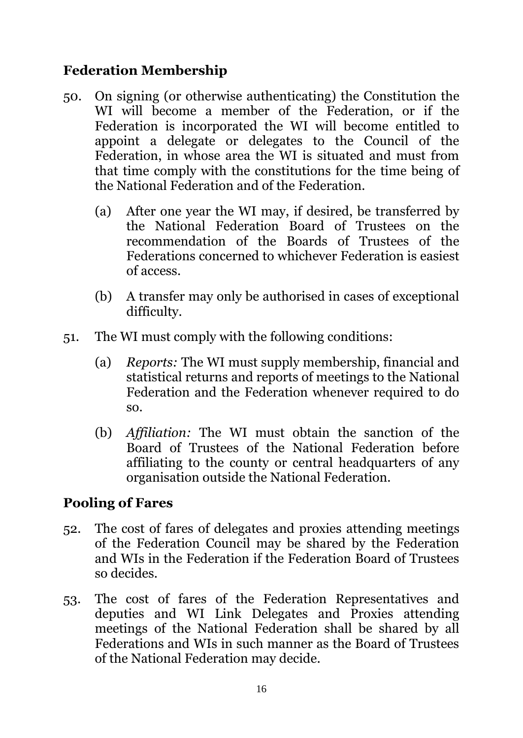## Federation Membership

50. On signing (or otherwise authenticating) the Constitution the WI will become a member of the Federation, or if the Federation is incorporated the WI will become entitled to appoint a delegate or delegates to the Council of the Federation, in whose area the WI is situated and must from that time comply with the constitutions for the time being of the National Federation and of the Federation.

    (a) After one year the WI may, if desired, be transferred by the National Federation Board of Trustees on the recommendation of the Boards of Trustees of the Federations concerned to whichever Federation is easiest of access.

    (b) A transfer may only be authorised in cases of exceptional difficulty.

51. The WI must comply with the following conditions:

    (a) *Reports:* The WI must supply membership, financial and statistical returns and reports of meetings to the National Federation and the Federation whenever required to do so.

    (b) *Affiliation:* The WI must obtain the sanction of the Board of Trustees of the National Federation before affiliating to the county or central headquarters of any organisation outside the National Federation.

## Pooling of Fares

52. The cost of fares of delegates and proxies attending meetings of the Federation Council may be shared by the Federation and WIs in the Federation if the Federation Board of Trustees so decides.

53. The cost of fares of the Federation Representatives and deputies and WI Link Delegates and Proxies attending meetings of the National Federation shall be shared by all Federations and WIs in such manner as the Board of Trustees of the National Federation may decide.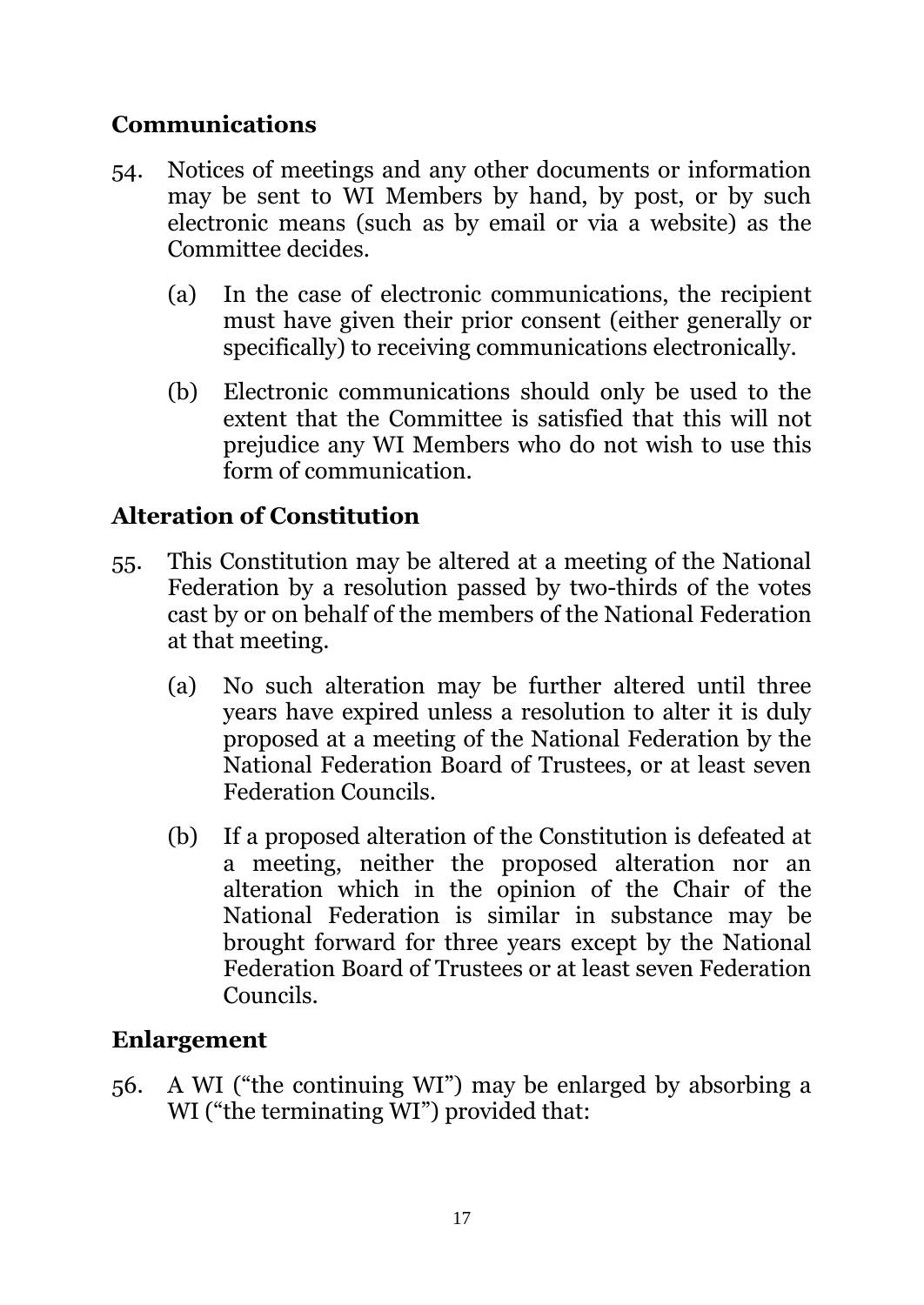## Communications

54. Notices of meetings and any other documents or information may be sent to WI Members by hand, by post, or by such electronic means (such as by email or via a website) as the Committee decides.

    (a) In the case of electronic communications, the recipient must have given their prior consent (either generally or specifically) to receiving communications electronically.

    (b) Electronic communications should only be used to the extent that the Committee is satisfied that this will not prejudice any WI Members who do not wish to use this form of communication.

## Alteration of Constitution

55. This Constitution may be altered at a meeting of the National Federation by a resolution passed by two-thirds of the votes cast by or on behalf of the members of the National Federation at that meeting.

    (a) No such alteration may be further altered until three years have expired unless a resolution to alter it is duly proposed at a meeting of the National Federation by the National Federation Board of Trustees, or at least seven Federation Councils.

    (b) If a proposed alteration of the Constitution is defeated at a meeting, neither the proposed alteration nor an alteration which in the opinion of the Chair of the National Federation is similar in substance may be brought forward for three years except by the National Federation Board of Trustees or at least seven Federation Councils.

## Enlargement

56. A WI ("the continuing WI") may be enlarged by absorbing a WI ("the terminating WI") provided that: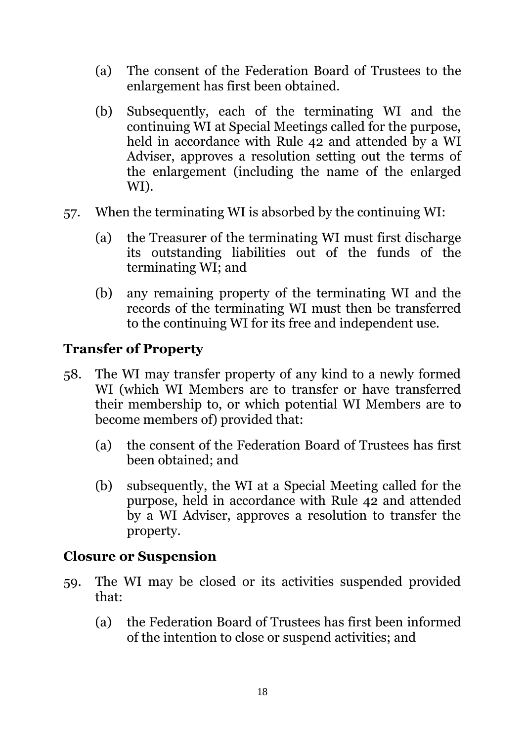(a) The consent of the Federation Board of Trustees to the enlargement has first been obtained.

(b) Subsequently, each of the terminating WI and the continuing WI at Special Meetings called for the purpose, held in accordance with Rule 42 and attended by a WI Adviser, approves a resolution setting out the terms of the enlargement (including the name of the enlarged WI).

57. When the terminating WI is absorbed by the continuing WI:

    (a) the Treasurer of the terminating WI must first discharge its outstanding liabilities out of the funds of the terminating WI; and

    (b) any remaining property of the terminating WI and the records of the terminating WI must then be transferred to the continuing WI for its free and independent use.

## Transfer of Property

58. The WI may transfer property of any kind to a newly formed WI (which WI Members are to transfer or have transferred their membership to, or which potential WI Members are to become members of) provided that:

    (a) the consent of the Federation Board of Trustees has first been obtained; and

    (b) subsequently, the WI at a Special Meeting called for the purpose, held in accordance with Rule 42 and attended by a WI Adviser, approves a resolution to transfer the property.

## Closure or Suspension

59. The WI may be closed or its activities suspended provided that:

    (a) the Federation Board of Trustees has first been informed of the intention to close or suspend activities; and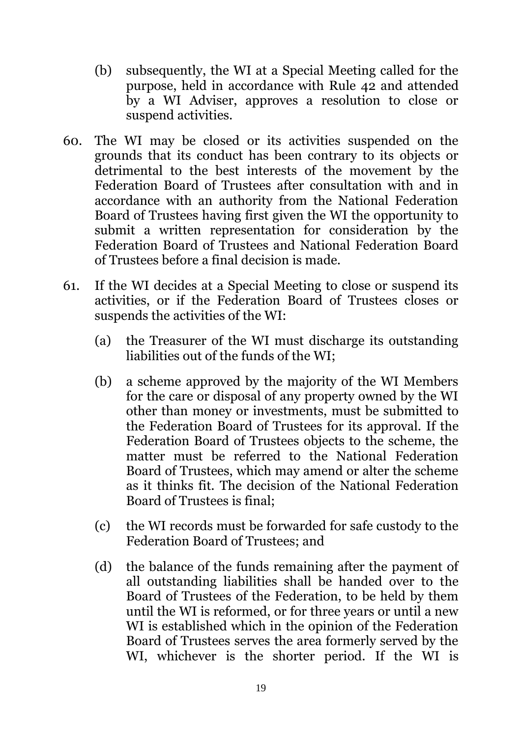(b) subsequently, the WI at a Special Meeting called for the purpose, held in accordance with Rule 42 and attended by a WI Adviser, approves a resolution to close or suspend activities.

60. The WI may be closed or its activities suspended on the grounds that its conduct has been contrary to its objects or detrimental to the best interests of the movement by the Federation Board of Trustees after consultation with and in accordance with an authority from the National Federation Board of Trustees having first given the WI the opportunity to submit a written representation for consideration by the Federation Board of Trustees and National Federation Board of Trustees before a final decision is made.

61. If the WI decides at a Special Meeting to close or suspend its activities, or if the Federation Board of Trustees closes or suspends the activities of the WI:

    (a) the Treasurer of the WI must discharge its outstanding liabilities out of the funds of the WI;

    (b) a scheme approved by the majority of the WI Members for the care or disposal of any property owned by the WI other than money or investments, must be submitted to the Federation Board of Trustees for its approval. If the Federation Board of Trustees objects to the scheme, the matter must be referred to the National Federation Board of Trustees, which may amend or alter the scheme as it thinks fit. The decision of the National Federation Board of Trustees is final;

    (c) the WI records must be forwarded for safe custody to the Federation Board of Trustees; and

    (d) the balance of the funds remaining after the payment of all outstanding liabilities shall be handed over to the Board of Trustees of the Federation, to be held by them until the WI is reformed, or for three years or until a new WI is established which in the opinion of the Federation Board of Trustees serves the area formerly served by the WI, whichever is the shorter period. If the WI is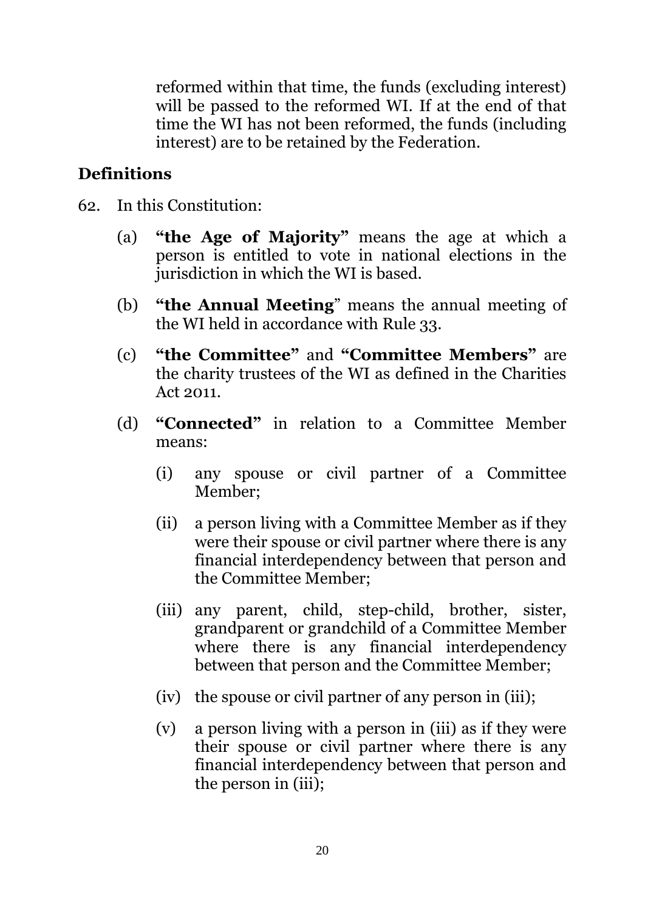reformed within that time, the funds (excluding interest) will be passed to the reformed WI. If at the end of that time the WI has not been reformed, the funds (including interest) are to be retained by the Federation.

## Definitions

62. In this Constitution:

    (a) **"the Age of Majority"** means the age at which a person is entitled to vote in national elections in the jurisdiction in which the WI is based.

    (b) **"the Annual Meeting"** means the annual meeting of the WI held in accordance with Rule 33.

    (c) **"the Committee"** and **"Committee Members"** are the charity trustees of the WI as defined in the Charities Act 2011.

    (d) **"Connected"** in relation to a Committee Member means:

        (i) any spouse or civil partner of a Committee Member;

        (ii) a person living with a Committee Member as if they were their spouse or civil partner where there is any financial interdependency between that person and the Committee Member;

        (iii) any parent, child, step-child, brother, sister, grandparent or grandchild of a Committee Member where there is any financial interdependency between that person and the Committee Member;

        (iv) the spouse or civil partner of any person in (iii);

        (v) a person living with a person in (iii) as if they were their spouse or civil partner where there is any financial interdependency between that person and the person in (iii);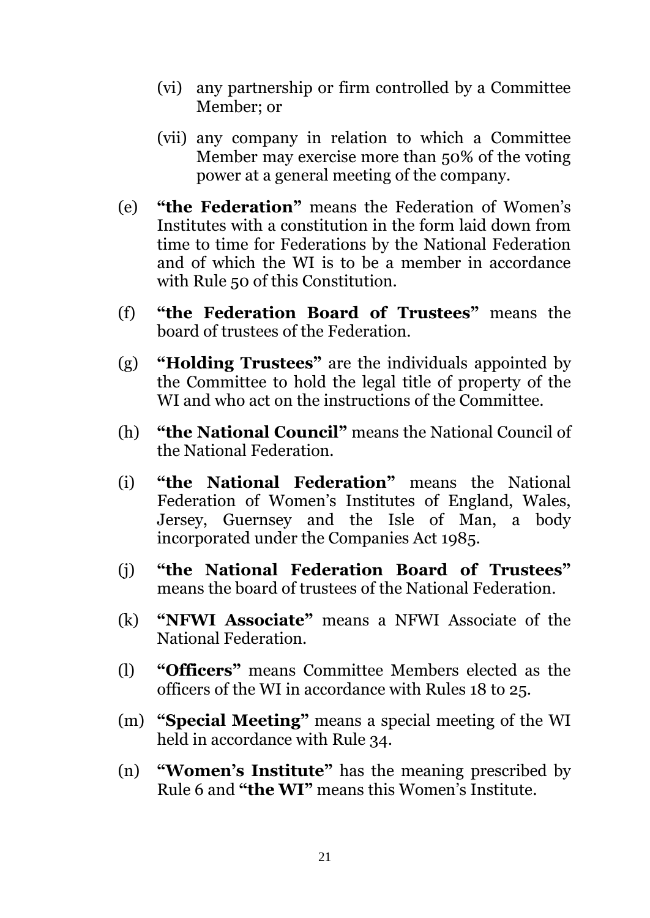- (vi) any partnership or firm controlled by a Committee Member; or
- (vii) any company in relation to which a Committee Member may exercise more than 50% of the voting power at a general meeting of the company.

(e) **"the Federation"** means the Federation of Women's Institutes with a constitution in the form laid down from time to time for Federations by the National Federation and of which the WI is to be a member in accordance with Rule 50 of this Constitution.

(f) **"the Federation Board of Trustees"** means the board of trustees of the Federation.

(g) **"Holding Trustees"** are the individuals appointed by the Committee to hold the legal title of property of the WI and who act on the instructions of the Committee.

(h) **"the National Council"** means the National Council of the National Federation.

(i) **"the National Federation"** means the National Federation of Women's Institutes of England, Wales, Jersey, Guernsey and the Isle of Man, a body incorporated under the Companies Act 1985.

(j) **"the National Federation Board of Trustees"** means the board of trustees of the National Federation.

(k) **"NFWI Associate"** means a NFWI Associate of the National Federation.

(l) **"Officers"** means Committee Members elected as the officers of the WI in accordance with Rules 18 to 25.

(m) **"Special Meeting"** means a special meeting of the WI held in accordance with Rule 34.

(n) **"Women's Institute"** has the meaning prescribed by Rule 6 and **"the WI"** means this Women's Institute.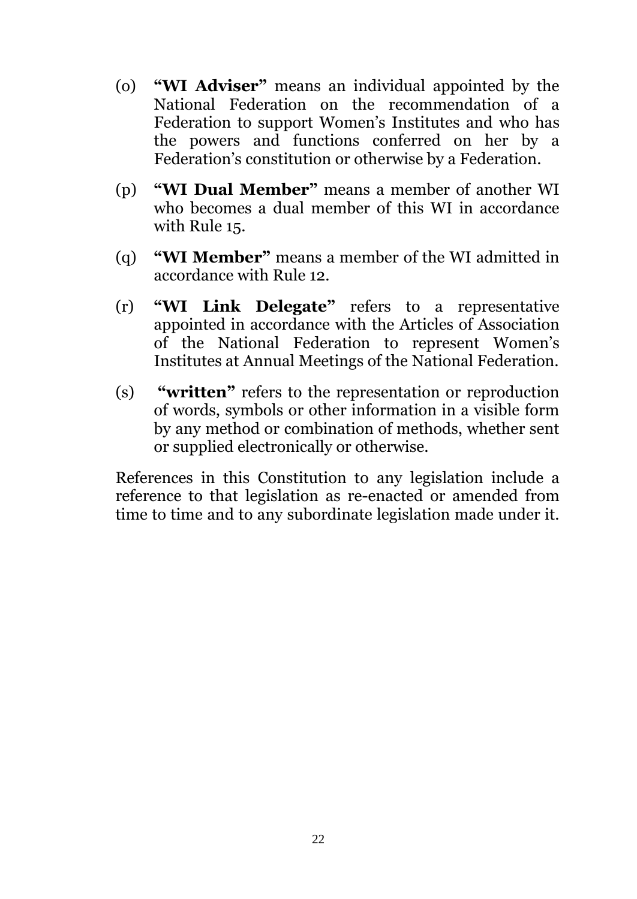(o) **"WI Adviser"** means an individual appointed by the National Federation on the recommendation of a Federation to support Women's Institutes and who has the powers and functions conferred on her by a Federation's constitution or otherwise by a Federation.

(p) **"WI Dual Member"** means a member of another WI who becomes a dual member of this WI in accordance with Rule 15.

(q) **"WI Member"** means a member of the WI admitted in accordance with Rule 12.

(r) **"WI Link Delegate"** refers to a representative appointed in accordance with the Articles of Association of the National Federation to represent Women's Institutes at Annual Meetings of the National Federation.

(s) **"written"** refers to the representation or reproduction of words, symbols or other information in a visible form by any method or combination of methods, whether sent or supplied electronically or otherwise.

References in this Constitution to any legislation include a reference to that legislation as re-enacted or amended from time to time and to any subordinate legislation made under it.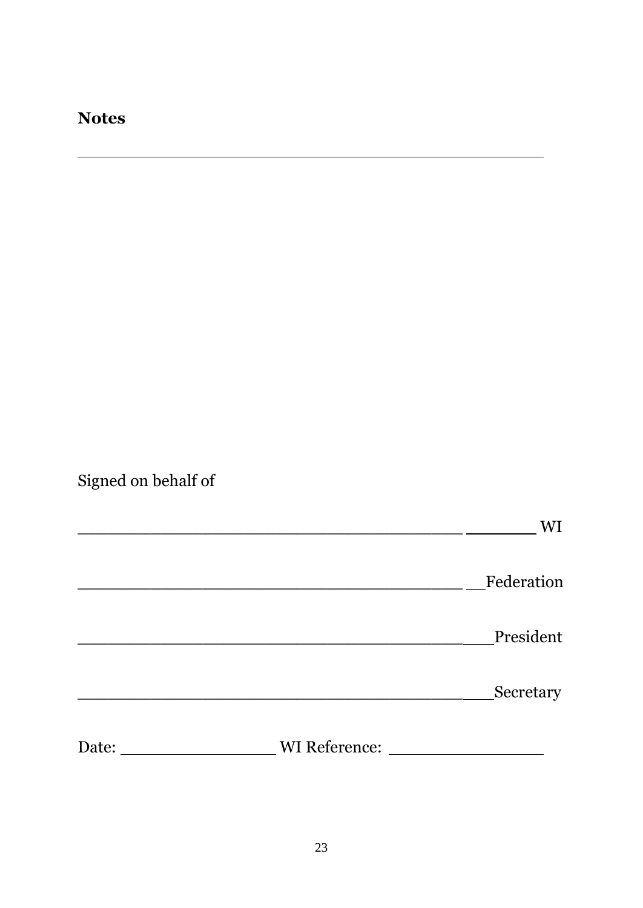**Notes**

___________________________________________

Signed on behalf of

___________________________________________ ________ WI

___________________________________________ __Federation

___________________________________________ ___President

___________________________________________ ___Secretary

Date: ________________ WI Reference: ________________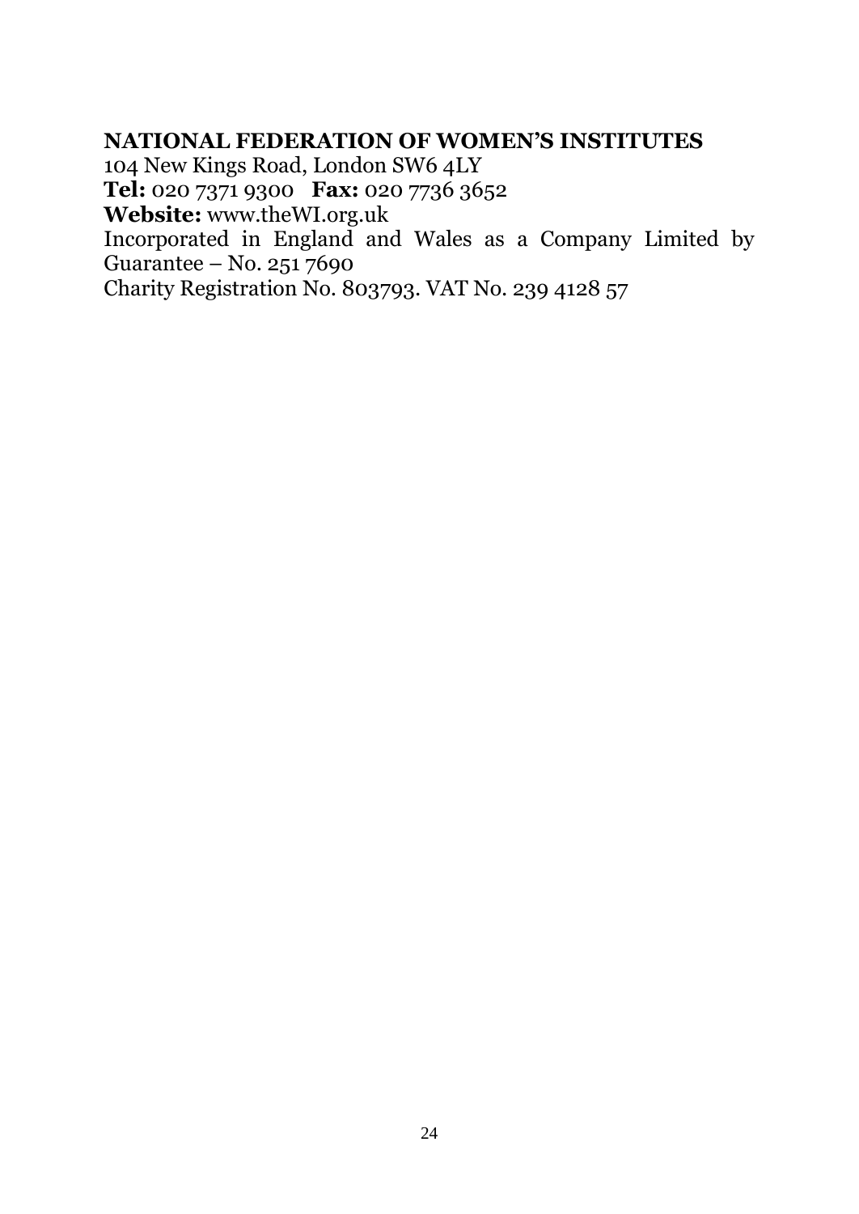**NATIONAL FEDERATION OF WOMEN'S INSTITUTES**
104 New Kings Road, London SW6 4LY
**Tel:** 020 7371 9300 **Fax:** 020 7736 3652
**Website:** www.theWI.org.uk
Incorporated in England and Wales as a Company Limited by Guarantee – No. 251 7690
Charity Registration No. 803793. VAT No. 239 4128 57